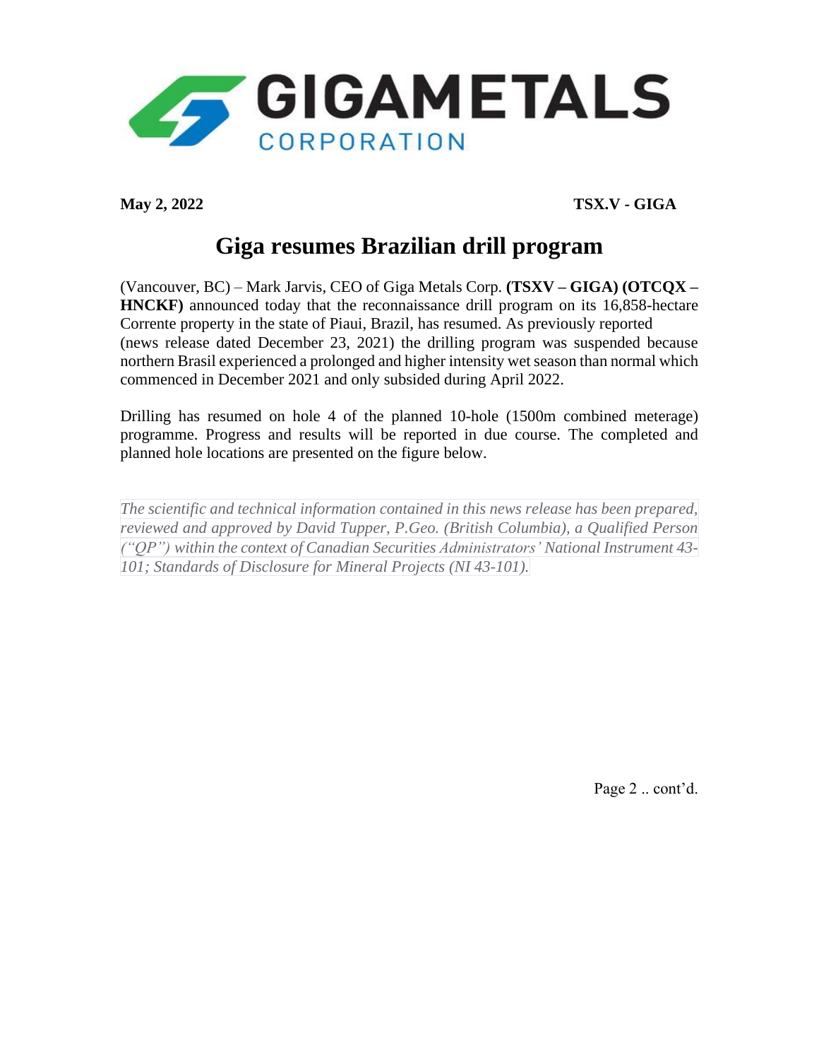**May 2, 2022** **TSX.V - GIGA**

# Giga resumes Brazilian drill program

(Vancouver, BC) – Mark Jarvis, CEO of Giga Metals Corp. **(TSXV – GIGA) (OTCQX – HNCKF)** announced today that the reconnaissance drill program on its 16,858-hectare Corrente property in the state of Piaui, Brazil, has resumed. As previously reported (news release dated December 23, 2021) the drilling program was suspended because northern Brasil experienced a prolonged and higher intensity wet season than normal which commenced in December 2021 and only subsided during April 2022.

Drilling has resumed on hole 4 of the planned 10-hole (1500m combined meterage) programme. Progress and results will be reported in due course. The completed and planned hole locations are presented on the figure below.

*The scientific and technical information contained in this news release has been prepared, reviewed and approved by David Tupper, P.Geo. (British Columbia), a Qualified Person ("QP") within the context of Canadian Securities Administrators' National Instrument 43-101; Standards of Disclosure for Mineral Projects (NI 43-101).*

Page 2 .. cont'd.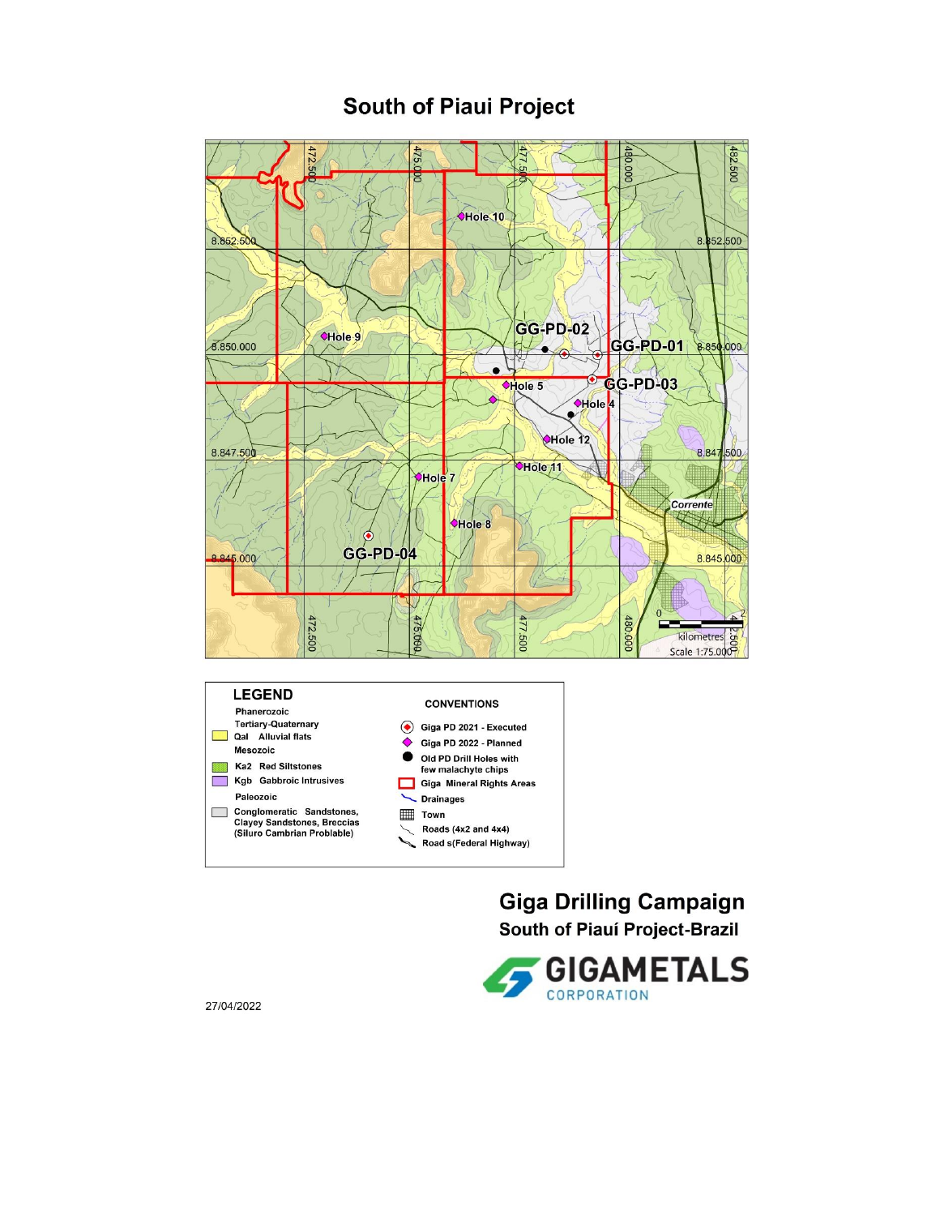# South of Piaui Project

Hole 10

Hole 9

GG-PD-02

GG-PD-01

GG-PD-03

Hole 5

Hole 4

Hole 12

Hole 11

Hole 7

Hole 8

GG-PD-04

Corrente

472.500 475.000 477.500 480.000 482.500

8.852.500 8.850.000 8.847.500 8.845.000

0 2 4 kilometres

Scale 1:75.000

**LEGEND**

Phanerozoic

Tertiary-Quaternary

Qal Alluvial flats

Mesozoic

Ka2 Red Siltstones

Kgb Gabbroic Intrusives

Paleozoic

Conglomeratic Sandstones, Clayey Sandstones, Breccias (Siluro Cambrian Problable)

**CONVENTIONS**

Giga PD 2021 - Executed

Giga PD 2022 - Planned

Old PD Drill Holes with few malachyte chips

Giga Mineral Rights Areas

Drainages

Town

Roads (4x2 and 4x4)

Road s(Federal Highway)

## Giga Drilling Campaign

### South of Piauí Project-Brazil

GIGAMETALS CORPORATION

27/04/2022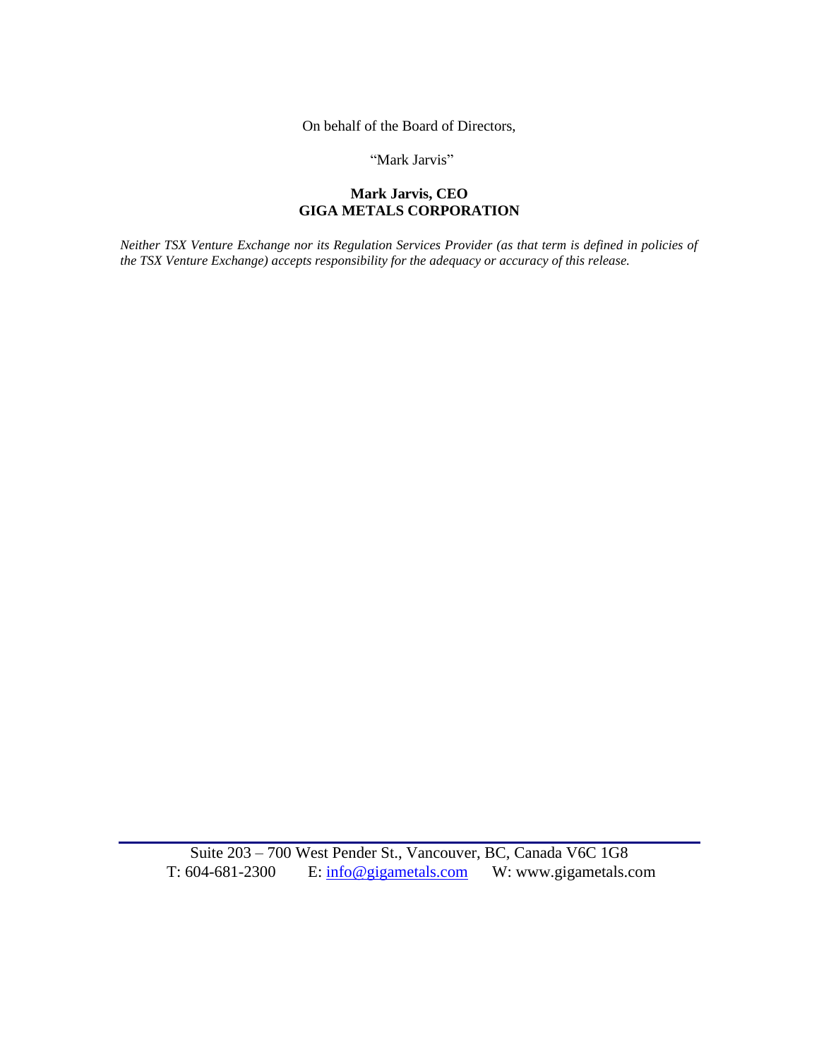On behalf of the Board of Directors,

"Mark Jarvis"

**Mark Jarvis, CEO**
**GIGA METALS CORPORATION**

*Neither TSX Venture Exchange nor its Regulation Services Provider (as that term is defined in policies of the TSX Venture Exchange) accepts responsibility for the adequacy or accuracy of this release.*

Suite 203 – 700 West Pender St., Vancouver, BC, Canada V6C 1G8
T: 604-681-2300 E: info@gigametals.com W: www.gigametals.com